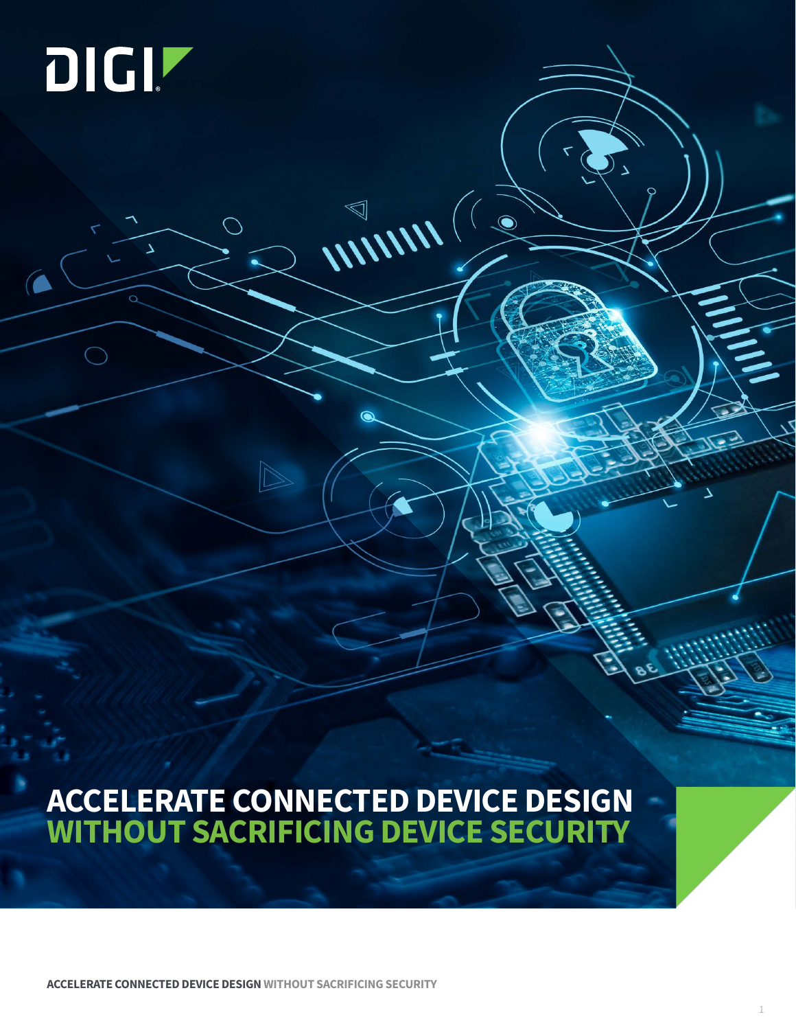DIGI

# ACCELERATE CONNECTED DEVICE DESIGN WITHOUT SACRIFICING DEVICE SECURITY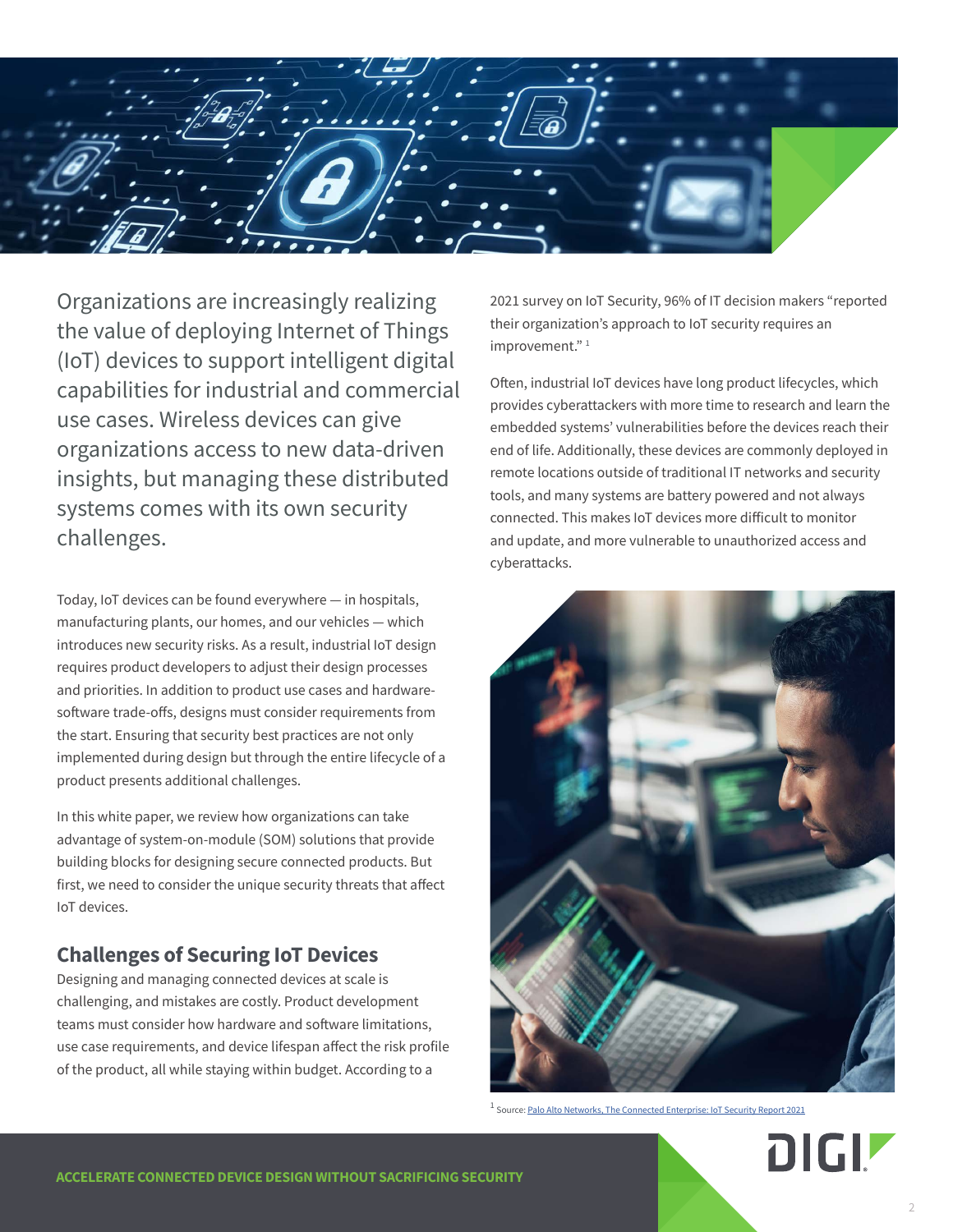Organizations are increasingly realizing the value of deploying Internet of Things (IoT) devices to support intelligent digital capabilities for industrial and commercial use cases. Wireless devices can give organizations access to new data-driven insights, but managing these distributed systems comes with its own security challenges.

Today, IoT devices can be found everywhere — in hospitals, manufacturing plants, our homes, and our vehicles — which introduces new security risks. As a result, industrial IoT design requires product developers to adjust their design processes and priorities. In addition to product use cases and hardware-software trade-offs, designs must consider requirements from the start. Ensuring that security best practices are not only implemented during design but through the entire lifecycle of a product presents additional challenges.

In this white paper, we review how organizations can take advantage of system-on-module (SOM) solutions that provide building blocks for designing secure connected products. But first, we need to consider the unique security threats that affect IoT devices.

## Challenges of Securing IoT Devices

Designing and managing connected devices at scale is challenging, and mistakes are costly. Product development teams must consider how hardware and software limitations, use case requirements, and device lifespan affect the risk profile of the product, all while staying within budget. According to a 2021 survey on IoT Security, 96% of IT decision makers "reported their organization's approach to IoT security requires an improvement." [1]

Often, industrial IoT devices have long product lifecycles, which provides cyberattackers with more time to research and learn the embedded systems' vulnerabilities before the devices reach their end of life. Additionally, these devices are commonly deployed in remote locations outside of traditional IT networks and security tools, and many systems are battery powered and not always connected. This makes IoT devices more difficult to monitor and update, and more vulnerable to unauthorized access and cyberattacks.

[1] Source: Palo Alto Networks, The Connected Enterprise: IoT Security Report 2021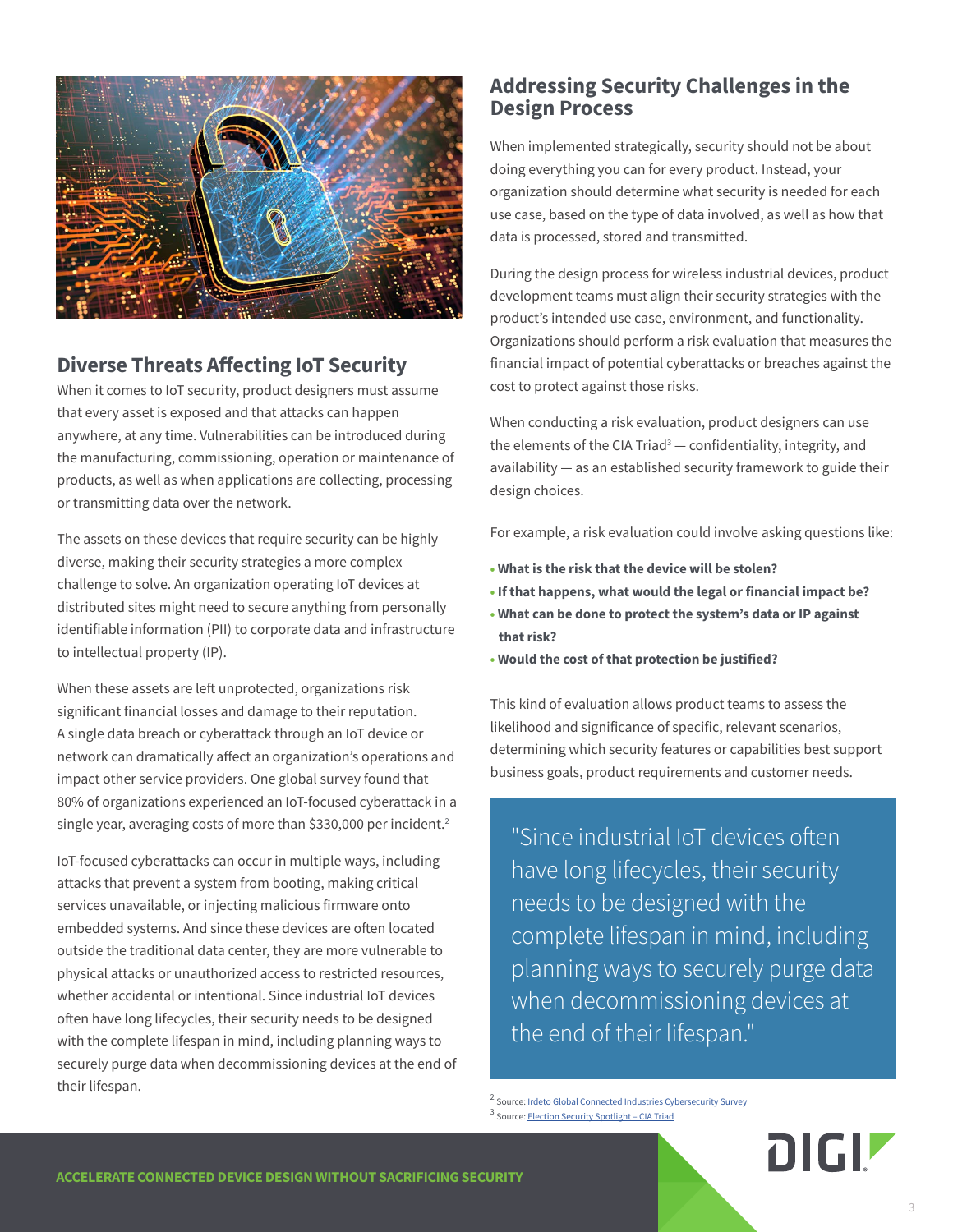## Diverse Threats Affecting IoT Security

When it comes to IoT security, product designers must assume that every asset is exposed and that attacks can happen anywhere, at any time. Vulnerabilities can be introduced during the manufacturing, commissioning, operation or maintenance of products, as well as when applications are collecting, processing or transmitting data over the network.

The assets on these devices that require security can be highly diverse, making their security strategies a more complex challenge to solve. An organization operating IoT devices at distributed sites might need to secure anything from personally identifiable information (PII) to corporate data and infrastructure to intellectual property (IP).

When these assets are left unprotected, organizations risk significant financial losses and damage to their reputation. A single data breach or cyberattack through an IoT device or network can dramatically affect an organization's operations and impact other service providers. One global survey found that 80% of organizations experienced an IoT-focused cyberattack in a single year, averaging costs of more than $330,000 per incident.[2]

IoT-focused cyberattacks can occur in multiple ways, including attacks that prevent a system from booting, making critical services unavailable, or injecting malicious firmware onto embedded systems. And since these devices are often located outside the traditional data center, they are more vulnerable to physical attacks or unauthorized access to restricted resources, whether accidental or intentional. Since industrial IoT devices often have long lifecycles, their security needs to be designed with the complete lifespan in mind, including planning ways to securely purge data when decommissioning devices at the end of their lifespan.

## Addressing Security Challenges in the Design Process

When implemented strategically, security should not be about doing everything you can for every product. Instead, your organization should determine what security is needed for each use case, based on the type of data involved, as well as how that data is processed, stored and transmitted.

During the design process for wireless industrial devices, product development teams must align their security strategies with the product's intended use case, environment, and functionality. Organizations should perform a risk evaluation that measures the financial impact of potential cyberattacks or breaches against the cost to protect against those risks.

When conducting a risk evaluation, product designers can use the elements of the CIA Triad[3] — confidentiality, integrity, and availability — as an established security framework to guide their design choices.

For example, a risk evaluation could involve asking questions like:

- **What is the risk that the device will be stolen?**
- **If that happens, what would the legal or financial impact be?**
- **What can be done to protect the system's data or IP against that risk?**
- **Would the cost of that protection be justified?**

This kind of evaluation allows product teams to assess the likelihood and significance of specific, relevant scenarios, determining which security features or capabilities best support business goals, product requirements and customer needs.

> "Since industrial IoT devices often have long lifecycles, their security needs to be designed with the complete lifespan in mind, including planning ways to securely purge data when decommissioning devices at the end of their lifespan."

[2] Source: Irdeto Global Connected Industries Cybersecurity Survey
[3] Source: Election Security Spotlight – CIA Triad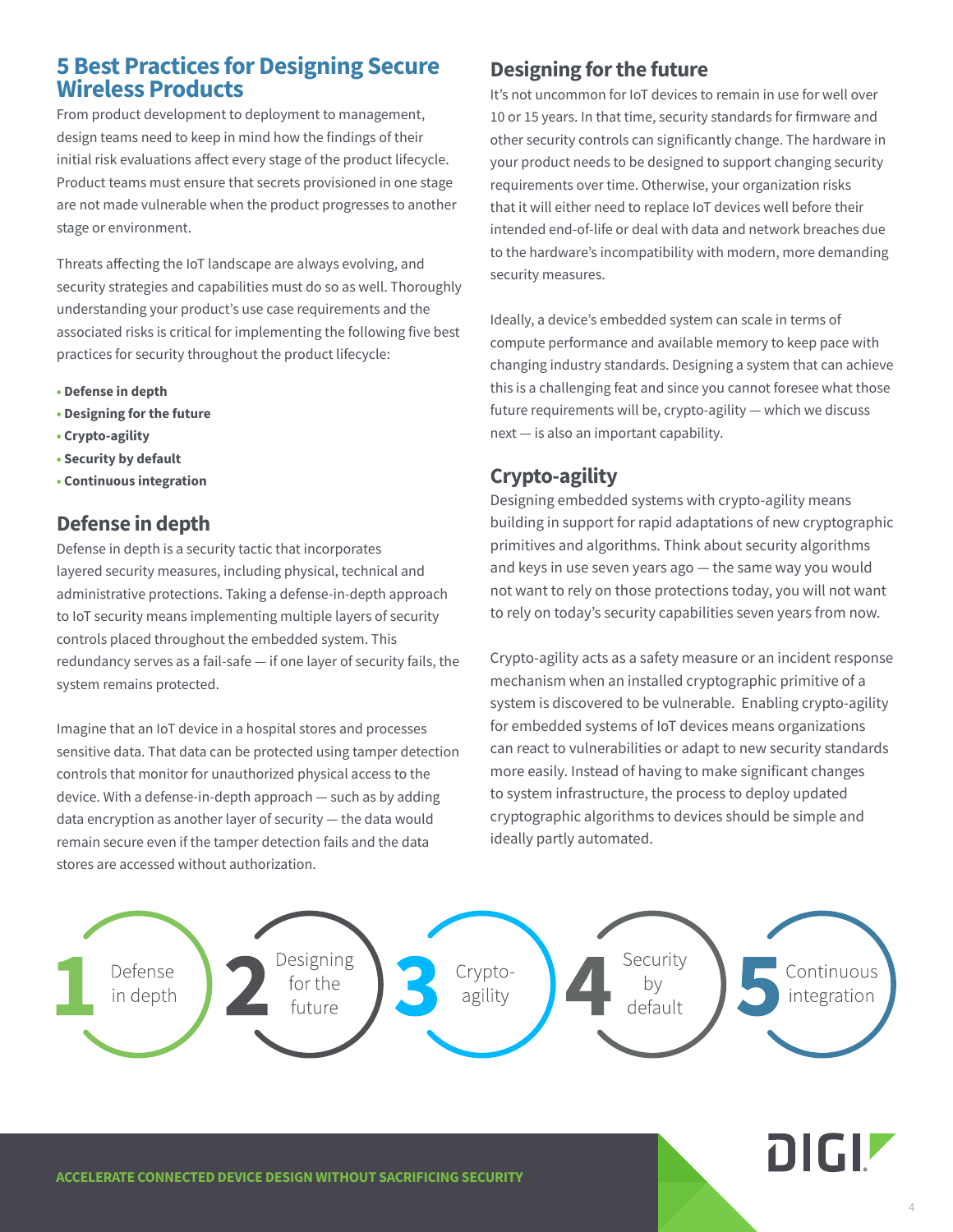## 5 Best Practices for Designing Secure Wireless Products

From product development to deployment to management, design teams need to keep in mind how the findings of their initial risk evaluations affect every stage of the product lifecycle. Product teams must ensure that secrets provisioned in one stage are not made vulnerable when the product progresses to another stage or environment.

Threats affecting the IoT landscape are always evolving, and security strategies and capabilities must do so as well. Thoroughly understanding your product's use case requirements and the associated risks is critical for implementing the following five best practices for security throughout the product lifecycle:

- **Defense in depth**
- **Designing for the future**
- **Crypto-agility**
- **Security by default**
- **Continuous integration**

### Defense in depth

Defense in depth is a security tactic that incorporates layered security measures, including physical, technical and administrative protections. Taking a defense-in-depth approach to IoT security means implementing multiple layers of security controls placed throughout the embedded system. This redundancy serves as a fail-safe — if one layer of security fails, the system remains protected.

Imagine that an IoT device in a hospital stores and processes sensitive data. That data can be protected using tamper detection controls that monitor for unauthorized physical access to the device. With a defense-in-depth approach — such as by adding data encryption as another layer of security — the data would remain secure even if the tamper detection fails and the data stores are accessed without authorization.

### Designing for the future

It's not uncommon for IoT devices to remain in use for well over 10 or 15 years. In that time, security standards for firmware and other security controls can significantly change. The hardware in your product needs to be designed to support changing security requirements over time. Otherwise, your organization risks that it will either need to replace IoT devices well before their intended end-of-life or deal with data and network breaches due to the hardware's incompatibility with modern, more demanding security measures.

Ideally, a device's embedded system can scale in terms of compute performance and available memory to keep pace with changing industry standards. Designing a system that can achieve this is a challenging feat and since you cannot foresee what those future requirements will be, crypto-agility — which we discuss next — is also an important capability.

### Crypto-agility

Designing embedded systems with crypto-agility means building in support for rapid adaptations of new cryptographic primitives and algorithms. Think about security algorithms and keys in use seven years ago — the same way you would not want to rely on those protections today, you will not want to rely on today's security capabilities seven years from now.

Crypto-agility acts as a safety measure or an incident response mechanism when an installed cryptographic primitive of a system is discovered to be vulnerable. Enabling crypto-agility for embedded systems of IoT devices means organizations can react to vulnerabilities or adapt to new security standards more easily. Instead of having to make significant changes to system infrastructure, the process to deploy updated cryptographic algorithms to devices should be simple and ideally partly automated.

1 Defense in depth — 2 Designing for the future — 3 Crypto-agility — 4 Security by default — 5 Continuous integration

**ACCELERATE CONNECTED DEVICE DESIGN WITHOUT SACRIFICING SECURITY**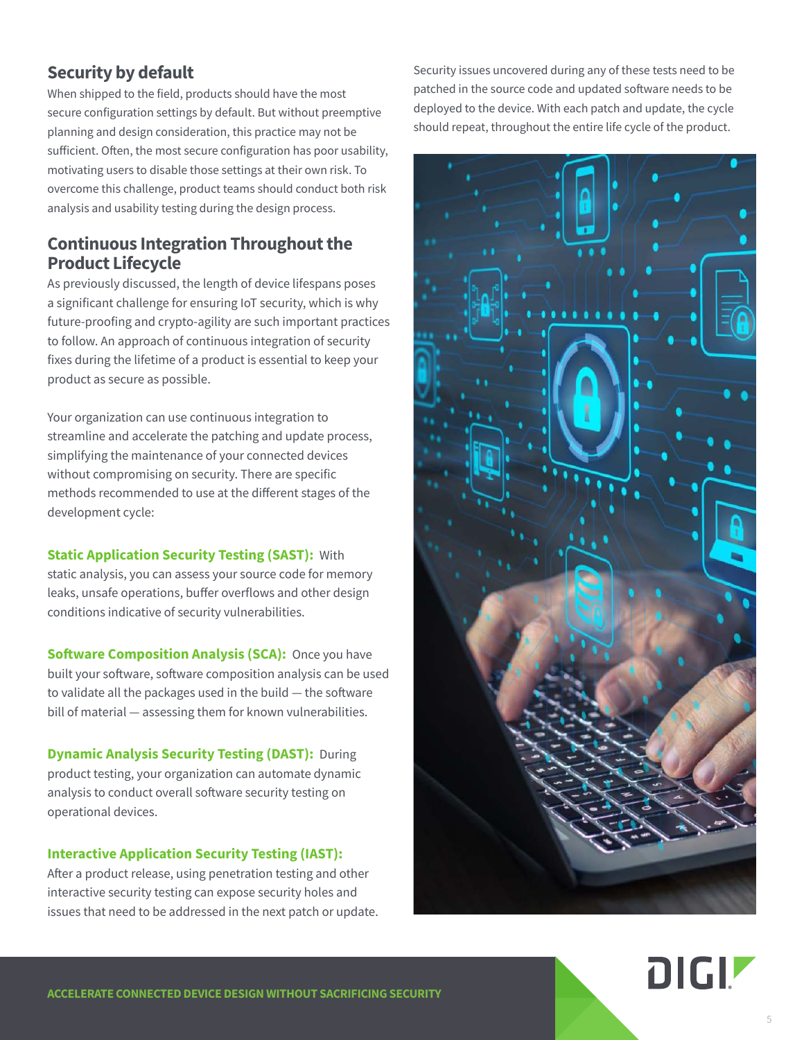## Security by default

When shipped to the field, products should have the most secure configuration settings by default. But without preemptive planning and design consideration, this practice may not be sufficient. Often, the most secure configuration has poor usability, motivating users to disable those settings at their own risk. To overcome this challenge, product teams should conduct both risk analysis and usability testing during the design process.

## Continuous Integration Throughout the Product Lifecycle

As previously discussed, the length of device lifespans poses a significant challenge for ensuring IoT security, which is why future-proofing and crypto-agility are such important practices to follow. An approach of continuous integration of security fixes during the lifetime of a product is essential to keep your product as secure as possible.

Your organization can use continuous integration to streamline and accelerate the patching and update process, simplifying the maintenance of your connected devices without compromising on security. There are specific methods recommended to use at the different stages of the development cycle:

**Static Application Security Testing (SAST):** With static analysis, you can assess your source code for memory leaks, unsafe operations, buffer overflows and other design conditions indicative of security vulnerabilities.

**Software Composition Analysis (SCA):** Once you have built your software, software composition analysis can be used to validate all the packages used in the build — the software bill of material — assessing them for known vulnerabilities.

**Dynamic Analysis Security Testing (DAST):** During product testing, your organization can automate dynamic analysis to conduct overall software security testing on operational devices.

**Interactive Application Security Testing (IAST):** After a product release, using penetration testing and other interactive security testing can expose security holes and issues that need to be addressed in the next patch or update.

Security issues uncovered during any of these tests need to be patched in the source code and updated software needs to be deployed to the device. With each patch and update, the cycle should repeat, throughout the entire life cycle of the product.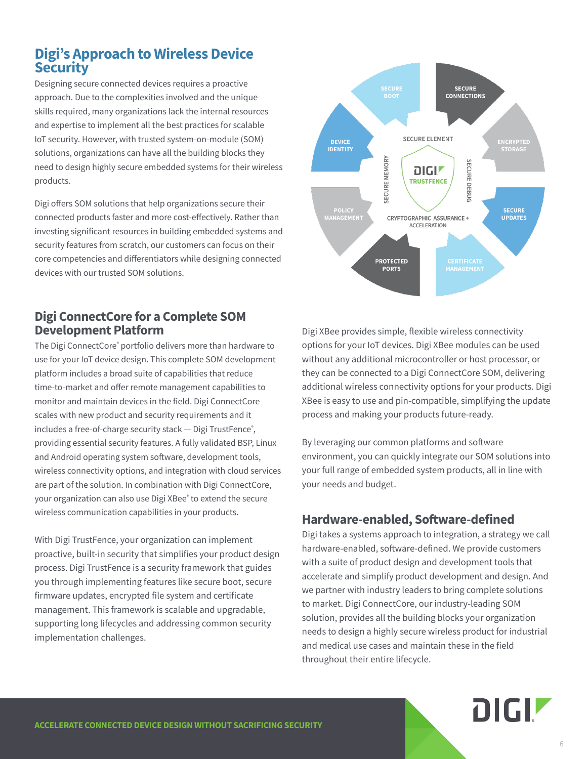## Digi's Approach to Wireless Device Security

Designing secure connected devices requires a proactive approach. Due to the complexities involved and the unique skills required, many organizations lack the internal resources and expertise to implement all the best practices for scalable IoT security. However, with trusted system-on-module (SOM) solutions, organizations can have all the building blocks they need to design highly secure embedded systems for their wireless products.

Digi offers SOM solutions that help organizations secure their connected products faster and more cost-effectively. Rather than investing significant resources in building embedded systems and security features from scratch, our customers can focus on their core competencies and differentiators while designing connected devices with our trusted SOM solutions.

SECURE BOOT, SECURE CONNECTIONS, ENCRYPTED STORAGE, SECURE UPDATES, CERTIFICATE MANAGEMENT, PROTECTED PORTS, POLICY MANAGEMENT, DEVICE IDENTITY, SECURE ELEMENT, SECURE MEMORY, SECURE DEBUG, CRYPTOGRAPHIC ASSURANCE + ACCELERATION, DIGI TRUSTFENCE

## Digi ConnectCore for a Complete SOM Development Platform

The Digi ConnectCore® portfolio delivers more than hardware to use for your IoT device design. This complete SOM development platform includes a broad suite of capabilities that reduce time-to-market and offer remote management capabilities to monitor and maintain devices in the field. Digi ConnectCore scales with new product and security requirements and it includes a free-of-charge security stack — Digi TrustFence®, providing essential security features. A fully validated BSP, Linux and Android operating system software, development tools, wireless connectivity options, and integration with cloud services are part of the solution. In combination with Digi ConnectCore, your organization can also use Digi XBee® to extend the secure wireless communication capabilities in your products.

With Digi TrustFence, your organization can implement proactive, built-in security that simplifies your product design process. Digi TrustFence is a security framework that guides you through implementing features like secure boot, secure firmware updates, encrypted file system and certificate management. This framework is scalable and upgradable, supporting long lifecycles and addressing common security implementation challenges.

Digi XBee provides simple, flexible wireless connectivity options for your IoT devices. Digi XBee modules can be used without any additional microcontroller or host processor, or they can be connected to a Digi ConnectCore SOM, delivering additional wireless connectivity options for your products. Digi XBee is easy to use and pin-compatible, simplifying the update process and making your products future-ready.

By leveraging our common platforms and software environment, you can quickly integrate our SOM solutions into your full range of embedded system products, all in line with your needs and budget.

## Hardware-enabled, Software-defined

Digi takes a systems approach to integration, a strategy we call hardware-enabled, software-defined. We provide customers with a suite of product design and development tools that accelerate and simplify product development and design. And we partner with industry leaders to bring complete solutions to market. Digi ConnectCore, our industry-leading SOM solution, provides all the building blocks your organization needs to design a highly secure wireless product for industrial and medical use cases and maintain these in the field throughout their entire lifecycle.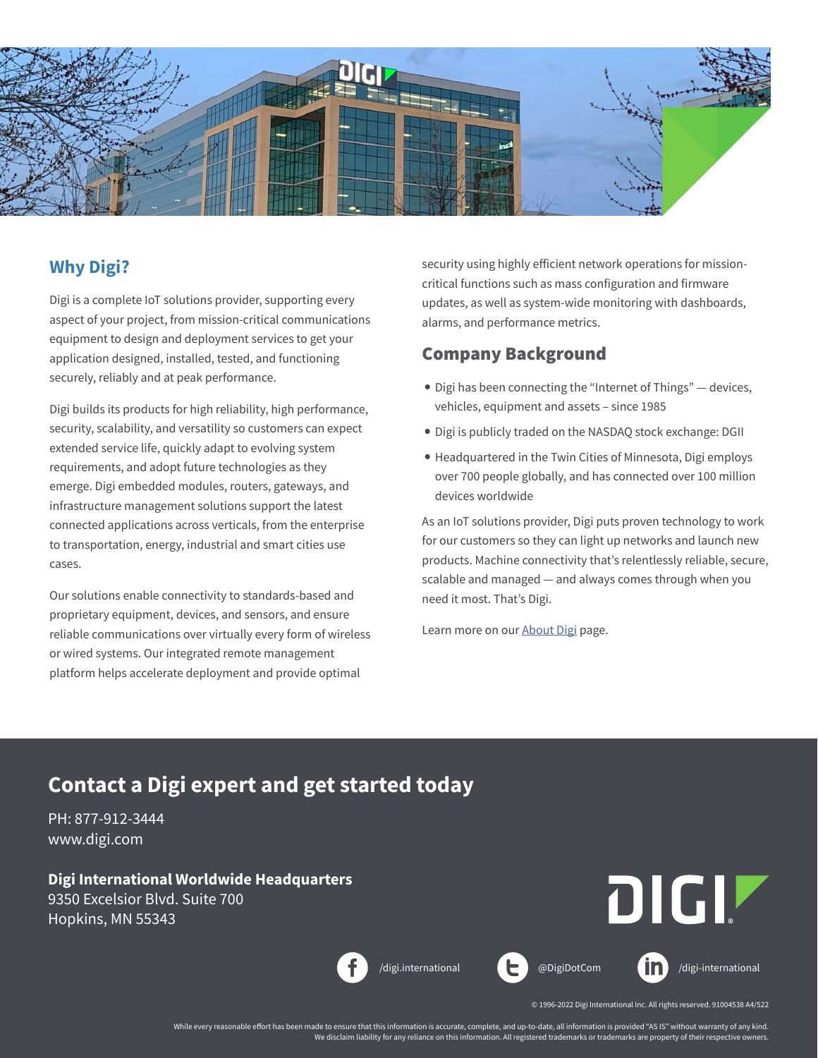## Why Digi?

Digi is a complete IoT solutions provider, supporting every aspect of your project, from mission-critical communications equipment to design and deployment services to get your application designed, installed, tested, and functioning securely, reliably and at peak performance.

Digi builds its products for high reliability, high performance, security, scalability, and versatility so customers can expect extended service life, quickly adapt to evolving system requirements, and adopt future technologies as they emerge. Digi embedded modules, routers, gateways, and infrastructure management solutions support the latest connected applications across verticals, from the enterprise to transportation, energy, industrial and smart cities use cases.

Our solutions enable connectivity to standards-based and proprietary equipment, devices, and sensors, and ensure reliable communications over virtually every form of wireless or wired systems. Our integrated remote management platform helps accelerate deployment and provide optimal security using highly efficient network operations for mission-critical functions such as mass configuration and firmware updates, as well as system-wide monitoring with dashboards, alarms, and performance metrics.

## Company Background

- Digi has been connecting the "Internet of Things" — devices, vehicles, equipment and assets – since 1985
- Digi is publicly traded on the NASDAQ stock exchange: DGII
- Headquartered in the Twin Cities of Minnesota, Digi employs over 700 people globally, and has connected over 100 million devices worldwide

As an IoT solutions provider, Digi puts proven technology to work for our customers so they can light up networks and launch new products. Machine connectivity that's relentlessly reliable, secure, scalable and managed — and always comes through when you need it most. That's Digi.

Learn more on our [About Digi](#) page.

## Contact a Digi expert and get started today

PH: 877-912-3444
www.digi.com

**Digi International Worldwide Headquarters**
9350 Excelsior Blvd. Suite 700
Hopkins, MN 55343

/digi.international

@DigiDotCom

/digi-international

© 1996-2022 Digi International Inc. All rights reserved. 91004538 A4/522

While every reasonable effort has been made to ensure that this information is accurate, complete, and up-to-date, all information is provided "AS IS" without warranty of any kind. We disclaim liability for any reliance on this information. All registered trademarks or trademarks are property of their respective owners.